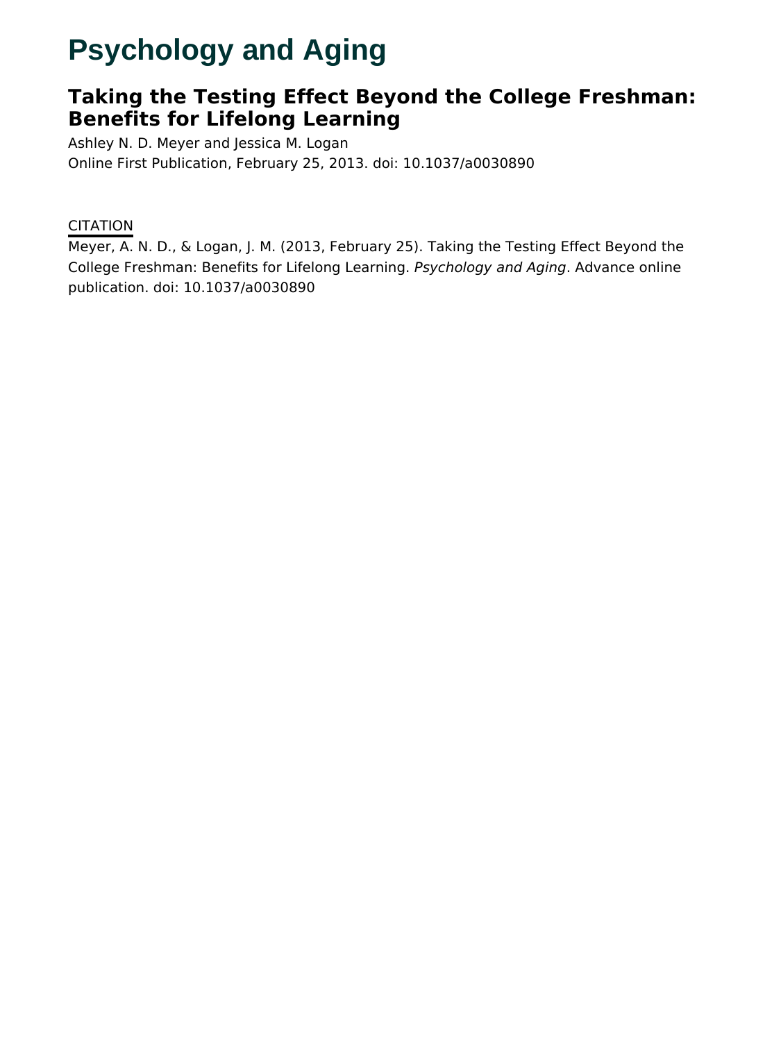# Psychology and Aging

## Taking the Testing Effect Beyond the College Freshman: Benefits for Lifelong Learning

Ashley N. D. Meyer and Jessica M. Logan
Online First Publication, February 25, 2013. doi: 10.1037/a0030890

CITATION

Meyer, A. N. D., & Logan, J. M. (2013, February 25). Taking the Testing Effect Beyond the College Freshman: Benefits for Lifelong Learning. *Psychology and Aging*. Advance online publication. doi: 10.1037/a0030890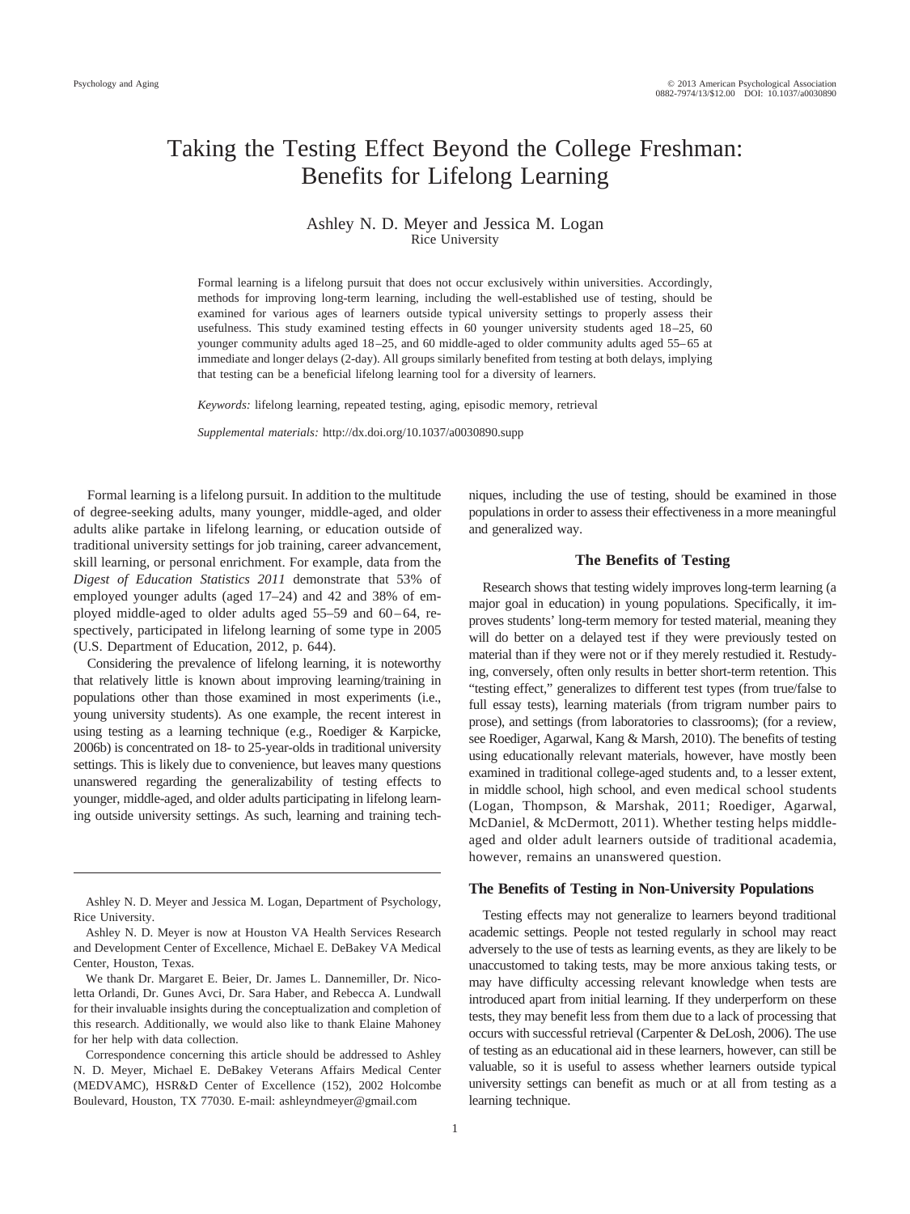# Taking the Testing Effect Beyond the College Freshman: Benefits for Lifelong Learning

Ashley N. D. Meyer and Jessica M. Logan
Rice University

Formal learning is a lifelong pursuit that does not occur exclusively within universities. Accordingly, methods for improving long-term learning, including the well-established use of testing, should be examined for various ages of learners outside typical university settings to properly assess their usefulness. This study examined testing effects in 60 younger university students aged 18–25, 60 younger community adults aged 18–25, and 60 middle-aged to older community adults aged 55–65 at immediate and longer delays (2-day). All groups similarly benefited from testing at both delays, implying that testing can be a beneficial lifelong learning tool for a diversity of learners.

*Keywords:* lifelong learning, repeated testing, aging, episodic memory, retrieval

*Supplemental materials:* http://dx.doi.org/10.1037/a0030890.supp

Formal learning is a lifelong pursuit. In addition to the multitude of degree-seeking adults, many younger, middle-aged, and older adults alike partake in lifelong learning, or education outside of traditional university settings for job training, career advancement, skill learning, or personal enrichment. For example, data from the *Digest of Education Statistics 2011* demonstrate that 53% of employed younger adults (aged 17–24) and 42 and 38% of employed middle-aged to older adults aged 55–59 and 60–64, respectively, participated in lifelong learning of some type in 2005 (U.S. Department of Education, 2012, p. 644).

Considering the prevalence of lifelong learning, it is noteworthy that relatively little is known about improving learning/training in populations other than those examined in most experiments (i.e., young university students). As one example, the recent interest in using testing as a learning technique (e.g., Roediger & Karpicke, 2006b) is concentrated on 18- to 25-year-olds in traditional university settings. This is likely due to convenience, but leaves many questions unanswered regarding the generalizability of testing effects to younger, middle-aged, and older adults participating in lifelong learning outside university settings. As such, learning and training techniques, including the use of testing, should be examined in those populations in order to assess their effectiveness in a more meaningful and generalized way.

## The Benefits of Testing

Research shows that testing widely improves long-term learning (a major goal in education) in young populations. Specifically, it improves students' long-term memory for tested material, meaning they will do better on a delayed test if they were previously tested on material than if they were not or if they merely restudied it. Restudying, conversely, often only results in better short-term retention. This "testing effect," generalizes to different test types (from true/false to full essay tests), learning materials (from trigram number pairs to prose), and settings (from laboratories to classrooms); (for a review, see Roediger, Agarwal, Kang & Marsh, 2010). The benefits of testing using educationally relevant materials, however, have mostly been examined in traditional college-aged students and, to a lesser extent, in middle school, high school, and even medical school students (Logan, Thompson, & Marshak, 2011; Roediger, Agarwal, McDaniel, & McDermott, 2011). Whether testing helps middle-aged and older adult learners outside of traditional academia, however, remains an unanswered question.

### The Benefits of Testing in Non-University Populations

Testing effects may not generalize to learners beyond traditional academic settings. People not tested regularly in school may react adversely to the use of tests as learning events, as they are likely to be unaccustomed to taking tests, may be more anxious taking tests, or may have difficulty accessing relevant knowledge when tests are introduced apart from initial learning. If they underperform on these tests, they may benefit less from them due to a lack of processing that occurs with successful retrieval (Carpenter & DeLosh, 2006). The use of testing as an educational aid in these learners, however, can still be valuable, so it is useful to assess whether learners outside typical university settings can benefit as much or at all from testing as a learning technique.

---

Ashley N. D. Meyer and Jessica M. Logan, Department of Psychology, Rice University.

Ashley N. D. Meyer is now at Houston VA Health Services Research and Development Center of Excellence, Michael E. DeBakey VA Medical Center, Houston, Texas.

We thank Dr. Margaret E. Beier, Dr. James L. Dannemiller, Dr. Nicoletta Orlandi, Dr. Gunes Avci, Dr. Sara Haber, and Rebecca A. Lundwall for their invaluable insights during the conceptualization and completion of this research. Additionally, we would also like to thank Elaine Mahoney for her help with data collection.

Correspondence concerning this article should be addressed to Ashley N. D. Meyer, Michael E. DeBakey Veterans Affairs Medical Center (MEDVAMC), HSR&D Center of Excellence (152), 2002 Holcombe Boulevard, Houston, TX 77030. E-mail: ashleyndmeyer@gmail.com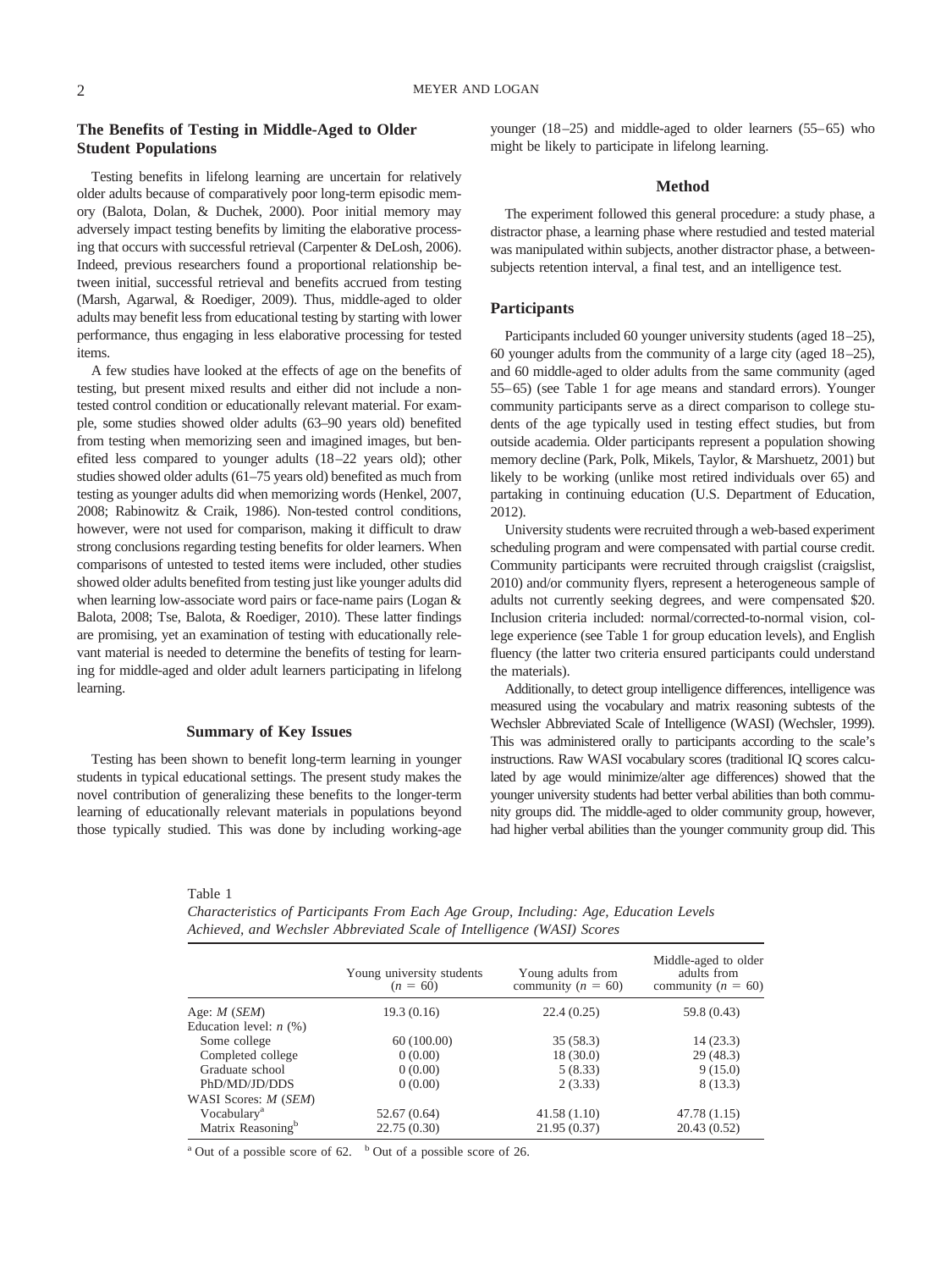## The Benefits of Testing in Middle-Aged to Older Student Populations

Testing benefits in lifelong learning are uncertain for relatively older adults because of comparatively poor long-term episodic memory (Balota, Dolan, & Duchek, 2000). Poor initial memory may adversely impact testing benefits by limiting the elaborative processing that occurs with successful retrieval (Carpenter & DeLosh, 2006). Indeed, previous researchers found a proportional relationship between initial, successful retrieval and benefits accrued from testing (Marsh, Agarwal, & Roediger, 2009). Thus, middle-aged to older adults may benefit less from educational testing by starting with lower performance, thus engaging in less elaborative processing for tested items.

A few studies have looked at the effects of age on the benefits of testing, but present mixed results and either did not include a non-tested control condition or educationally relevant material. For example, some studies showed older adults (63–90 years old) benefited from testing when memorizing seen and imagined images, but benefited less compared to younger adults (18–22 years old); other studies showed older adults (61–75 years old) benefited as much from testing as younger adults did when memorizing words (Henkel, 2007, 2008; Rabinowitz & Craik, 1986). Non-tested control conditions, however, were not used for comparison, making it difficult to draw strong conclusions regarding testing benefits for older learners. When comparisons of untested to tested items were included, other studies showed older adults benefited from testing just like younger adults did when learning low-associate word pairs or face-name pairs (Logan & Balota, 2008; Tse, Balota, & Roediger, 2010). These latter findings are promising, yet an examination of testing with educationally relevant material is needed to determine the benefits of testing for learning for middle-aged and older adult learners participating in lifelong learning.

### Summary of Key Issues

Testing has been shown to benefit long-term learning in younger students in typical educational settings. The present study makes the novel contribution of generalizing these benefits to the longer-term learning of educationally relevant materials in populations beyond those typically studied. This was done by including working-age younger (18–25) and middle-aged to older learners (55–65) who might be likely to participate in lifelong learning.

## Method

The experiment followed this general procedure: a study phase, a distractor phase, a learning phase where restudied and tested material was manipulated within subjects, another distractor phase, a between-subjects retention interval, a final test, and an intelligence test.

### Participants

Participants included 60 younger university students (aged 18–25), 60 younger adults from the community of a large city (aged 18–25), and 60 middle-aged to older adults from the same community (aged 55–65) (see Table 1 for age means and standard errors). Younger community participants serve as a direct comparison to college students of the age typically used in testing effect studies, but from outside academia. Older participants represent a population showing memory decline (Park, Polk, Mikels, Taylor, & Marshuetz, 2001) but likely to be working (unlike most retired individuals over 65) and partaking in continuing education (U.S. Department of Education, 2012).

University students were recruited through a web-based experiment scheduling program and were compensated with partial course credit. Community participants were recruited through craigslist (craigslist, 2010) and/or community flyers, represent a heterogeneous sample of adults not currently seeking degrees, and were compensated $20. Inclusion criteria included: normal/corrected-to-normal vision, college experience (see Table 1 for group education levels), and English fluency (the latter two criteria ensured participants could understand the materials).

Additionally, to detect group intelligence differences, intelligence was measured using the vocabulary and matrix reasoning subtests of the Wechsler Abbreviated Scale of Intelligence (WASI) (Wechsler, 1999). This was administered orally to participants according to the scale's instructions. Raw WASI vocabulary scores (traditional IQ scores calculated by age would minimize/alter age differences) showed that the younger university students had better verbal abilities than both community groups did. The middle-aged to older community group, however, had higher verbal abilities than the younger community group did. This

Table 1
*Characteristics of Participants From Each Age Group, Including: Age, Education Levels Achieved, and Wechsler Abbreviated Scale of Intelligence (WASI) Scores*

| | Young university students ($n$ = 60) | Young adults from community ($n$ = 60) | Middle-aged to older adults from community ($n$ = 60) |
|---|---|---|---|
| Age: $M$ ($SEM$) | 19.3 (0.16) | 22.4 (0.25) | 59.8 (0.43) |
| Education level: $n$ (%) | | | |
| Some college | 60 (100.00) | 35 (58.3) | 14 (23.3) |
| Completed college | 0 (0.00) | 18 (30.0) | 29 (48.3) |
| Graduate school | 0 (0.00) | 5 (8.33) | 9 (15.0) |
| PhD/MD/JD/DDS | 0 (0.00) | 2 (3.33) | 8 (13.3) |
| WASI Scores: $M$ ($SEM$) | | | |
| Vocabulary[a] | 52.67 (0.64) | 41.58 (1.10) | 47.78 (1.15) |
| Matrix Reasoning[b] | 22.75 (0.30) | 21.95 (0.37) | 20.43 (0.52) |

[a] Out of a possible score of 62. [b] Out of a possible score of 26.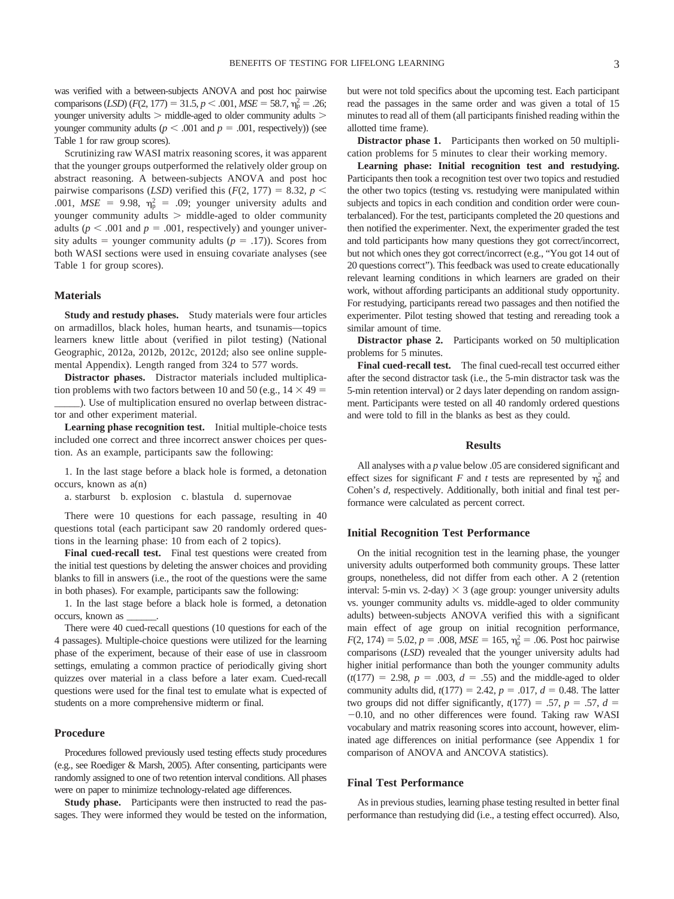was verified with a between-subjects ANOVA and post hoc pairwise comparisons (*LSD*) ($F(2, 177) = 31.5$, $p < .001$, $MSE = 58.7$, $\eta^2_p = .26$; younger university adults > middle-aged to older community adults > younger community adults ($p < .001$ and $p = .001$, respectively)) (see Table 1 for raw group scores).

Scrutinizing raw WASI matrix reasoning scores, it was apparent that the younger groups outperformed the relatively older group on abstract reasoning. A between-subjects ANOVA and post hoc pairwise comparisons (*LSD*) verified this ($F(2, 177) = 8.32$, $p < .001$, $MSE = 9.98$, $\eta^2_p = .09$; younger university adults and younger community adults > middle-aged to older community adults ($p < .001$ and $p = .001$, respectively) and younger university adults = younger community adults ($p = .17$)). Scores from both WASI sections were used in ensuing covariate analyses (see Table 1 for group scores).

## Materials

**Study and restudy phases.** Study materials were four articles on armadillos, black holes, human hearts, and tsunamis—topics learners knew little about (verified in pilot testing) (National Geographic, 2012a, 2012b, 2012c, 2012d; also see online supplemental Appendix). Length ranged from 324 to 577 words.

**Distractor phases.** Distractor materials included multiplication problems with two factors between 10 and 50 (e.g., $14 \times 49 =$ _____). Use of multiplication ensured no overlap between distractor and other experiment material.

**Learning phase recognition test.** Initial multiple-choice tests included one correct and three incorrect answer choices per question. As an example, participants saw the following:

1. In the last stage before a black hole is formed, a detonation occurs, known as a(n)

a. starburst b. explosion c. blastula d. supernovae

There were 10 questions for each passage, resulting in 40 questions total (each participant saw 20 randomly ordered questions in the learning phase: 10 from each of 2 topics).

**Final cued-recall test.** Final test questions were created from the initial test questions by deleting the answer choices and providing blanks to fill in answers (i.e., the root of the questions were the same in both phases). For example, participants saw the following:

1. In the last stage before a black hole is formed, a detonation occurs, known as ______.

There were 40 cued-recall questions (10 questions for each of the 4 passages). Multiple-choice questions were utilized for the learning phase of the experiment, because of their ease of use in classroom settings, emulating a common practice of periodically giving short quizzes over material in a class before a later exam. Cued-recall questions were used for the final test to emulate what is expected of students on a more comprehensive midterm or final.

## Procedure

Procedures followed previously used testing effects study procedures (e.g., see Roediger & Marsh, 2005). After consenting, participants were randomly assigned to one of two retention interval conditions. All phases were on paper to minimize technology-related age differences.

**Study phase.** Participants were then instructed to read the passages. They were informed they would be tested on the information, but were not told specifics about the upcoming test. Each participant read the passages in the same order and was given a total of 15 minutes to read all of them (all participants finished reading within the allotted time frame).

**Distractor phase 1.** Participants then worked on 50 multiplication problems for 5 minutes to clear their working memory.

**Learning phase: Initial recognition test and restudying.** Participants then took a recognition test over two topics and restudied the other two topics (testing vs. restudying were manipulated within subjects and topics in each condition and condition order were counterbalanced). For the test, participants completed the 20 questions and then notified the experimenter. Next, the experimenter graded the test and told participants how many questions they got correct/incorrect, but not which ones they got correct/incorrect (e.g., "You got 14 out of 20 questions correct"). This feedback was used to create educationally relevant learning conditions in which learners are graded on their work, without affording participants an additional study opportunity. For restudying, participants reread two passages and then notified the experimenter. Pilot testing showed that testing and rereading took a similar amount of time.

**Distractor phase 2.** Participants worked on 50 multiplication problems for 5 minutes.

**Final cued-recall test.** The final cued-recall test occurred either after the second distractor task (i.e., the 5-min distractor task was the 5-min retention interval) or 2 days later depending on random assignment. Participants were tested on all 40 randomly ordered questions and were told to fill in the blanks as best as they could.

## Results

All analyses with a *p* value below .05 are considered significant and effect sizes for significant *F* and *t* tests are represented by $\eta^2_p$ and Cohen's *d*, respectively. Additionally, both initial and final test performance were calculated as percent correct.

### Initial Recognition Test Performance

On the initial recognition test in the learning phase, the younger university adults outperformed both community groups. These latter groups, nonetheless, did not differ from each other. A 2 (retention interval: 5-min vs. 2-day) × 3 (age group: younger university adults vs. younger community adults vs. middle-aged to older community adults) between-subjects ANOVA verified this with a significant main effect of age group on initial recognition performance, $F(2, 174) = 5.02$, $p = .008$, $MSE = 165$, $\eta^2_p = .06$. Post hoc pairwise comparisons (*LSD*) revealed that the younger university adults had higher initial performance than both the younger community adults ($t(177) = 2.98$, $p = .003$, $d = .55$) and the middle-aged to older community adults did, $t(177) = 2.42$, $p = .017$, $d = 0.48$. The latter two groups did not differ significantly, $t(177) = .57$, $p = .57$, $d = -0.10$, and no other differences were found. Taking raw WASI vocabulary and matrix reasoning scores into account, however, eliminated age differences on initial performance (see Appendix 1 for comparison of ANOVA and ANCOVA statistics).

### Final Test Performance

As in previous studies, learning phase testing resulted in better final performance than restudying did (i.e., a testing effect occurred). Also,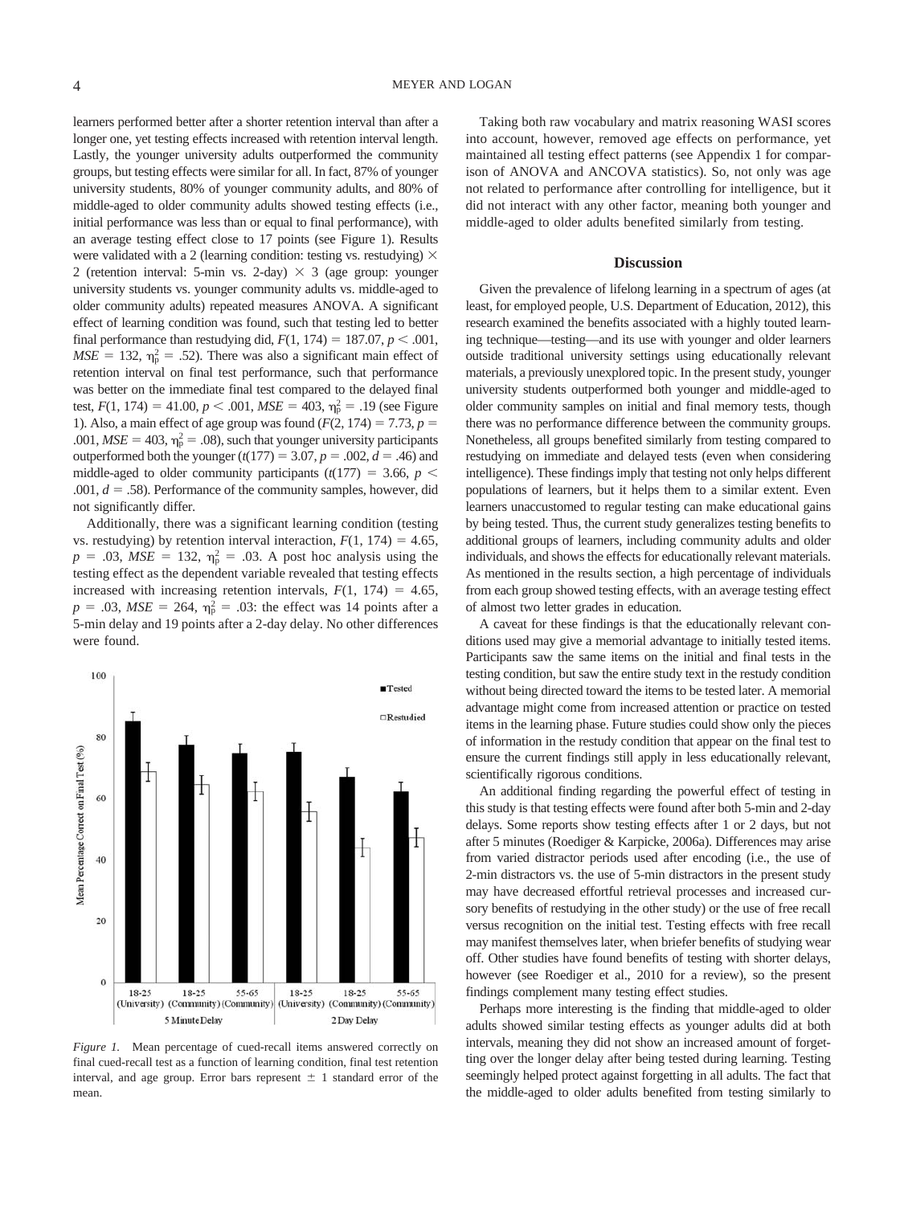learners performed better after a shorter retention interval than after a longer one, yet testing effects increased with retention interval length. Lastly, the younger university adults outperformed the community groups, but testing effects were similar for all. In fact, 87% of younger university students, 80% of younger community adults, and 80% of middle-aged to older community adults showed testing effects (i.e., initial performance was less than or equal to final performance), with an average testing effect close to 17 points (see Figure 1). Results were validated with a 2 (learning condition: testing vs. restudying) × 2 (retention interval: 5-min vs. 2-day) × 3 (age group: younger university students vs. younger community adults vs. middle-aged to older community adults) repeated measures ANOVA. A significant effect of learning condition was found, such that testing led to better final performance than restudying did, $F(1, 174) = 187.07$, $p < .001$, $MSE = 132$, $\eta_p^2 = .52$). There was also a significant main effect of retention interval on final test performance, such that performance was better on the immediate final test compared to the delayed final test, $F(1, 174) = 41.00$, $p < .001$, $MSE = 403$, $\eta_p^2 = .19$ (see Figure 1). Also, a main effect of age group was found ($F(2, 174) = 7.73$, $p = .001$, $MSE = 403$, $\eta_p^2 = .08$), such that younger university participants outperformed both the younger ($t(177) = 3.07$, $p = .002$, $d = .46$) and middle-aged to older community participants ($t(177) = 3.66$, $p < .001$, $d = .58$). Performance of the community samples, however, did not significantly differ.

Additionally, there was a significant learning condition (testing vs. restudying) by retention interval interaction, $F(1, 174) = 4.65$, $p = .03$, $MSE = 132$, $\eta_p^2 = .03$. A post hoc analysis using the testing effect as the dependent variable revealed that testing effects increased with increasing retention intervals, $F(1, 174) = 4.65$, $p = .03$, $MSE = 264$, $\eta_p^2 = .03$: the effect was 14 points after a 5-min delay and 19 points after a 2-day delay. No other differences were found.

*Figure 1.* Mean percentage of cued-recall items answered correctly on final cued-recall test as a function of learning condition, final test retention interval, and age group. Error bars represent ± 1 standard error of the mean.

Taking both raw vocabulary and matrix reasoning WASI scores into account, however, removed age effects on performance, yet maintained all testing effect patterns (see Appendix 1 for comparison of ANOVA and ANCOVA statistics). So, not only was age not related to performance after controlling for intelligence, but it did not interact with any other factor, meaning both younger and middle-aged to older adults benefited similarly from testing.

## Discussion

Given the prevalence of lifelong learning in a spectrum of ages (at least, for employed people, U.S. Department of Education, 2012), this research examined the benefits associated with a highly touted learning technique—testing—and its use with younger and older learners outside traditional university settings using educationally relevant materials, a previously unexplored topic. In the present study, younger university students outperformed both younger and middle-aged to older community samples on initial and final memory tests, though there was no performance difference between the community groups. Nonetheless, all groups benefited similarly from testing compared to restudying on immediate and delayed tests (even when considering intelligence). These findings imply that testing not only helps different populations of learners, but it helps them to a similar extent. Even learners unaccustomed to regular testing can make educational gains by being tested. Thus, the current study generalizes testing benefits to additional groups of learners, including community adults and older individuals, and shows the effects for educationally relevant materials. As mentioned in the results section, a high percentage of individuals from each group showed testing effects, with an average testing effect of almost two letter grades in education.

A caveat for these findings is that the educationally relevant conditions used may give a memorial advantage to initially tested items. Participants saw the same items on the initial and final tests in the testing condition, but saw the entire study text in the restudy condition without being directed toward the items to be tested later. A memorial advantage might come from increased attention or practice on tested items in the learning phase. Future studies could show only the pieces of information in the restudy condition that appear on the final test to ensure the current findings still apply in less educationally relevant, scientifically rigorous conditions.

An additional finding regarding the powerful effect of testing in this study is that testing effects were found after both 5-min and 2-day delays. Some reports show testing effects after 1 or 2 days, but not after 5 minutes (Roediger & Karpicke, 2006a). Differences may arise from varied distractor periods used after encoding (i.e., the use of 2-min distractors vs. the use of 5-min distractors in the present study may have decreased effortful retrieval processes and increased cursory benefits of restudying in the other study) or the use of free recall versus recognition on the initial test. Testing effects with free recall may manifest themselves later, when briefer benefits of studying wear off. Other studies have found benefits of testing with shorter delays, however (see Roediger et al., 2010 for a review), so the present findings complement many testing effect studies.

Perhaps more interesting is the finding that middle-aged to older adults showed similar testing effects as younger adults did at both intervals, meaning they did not show an increased amount of forgetting over the longer delay after being tested during learning. Testing seemingly helped protect against forgetting in all adults. The fact that the middle-aged to older adults benefited from testing similarly to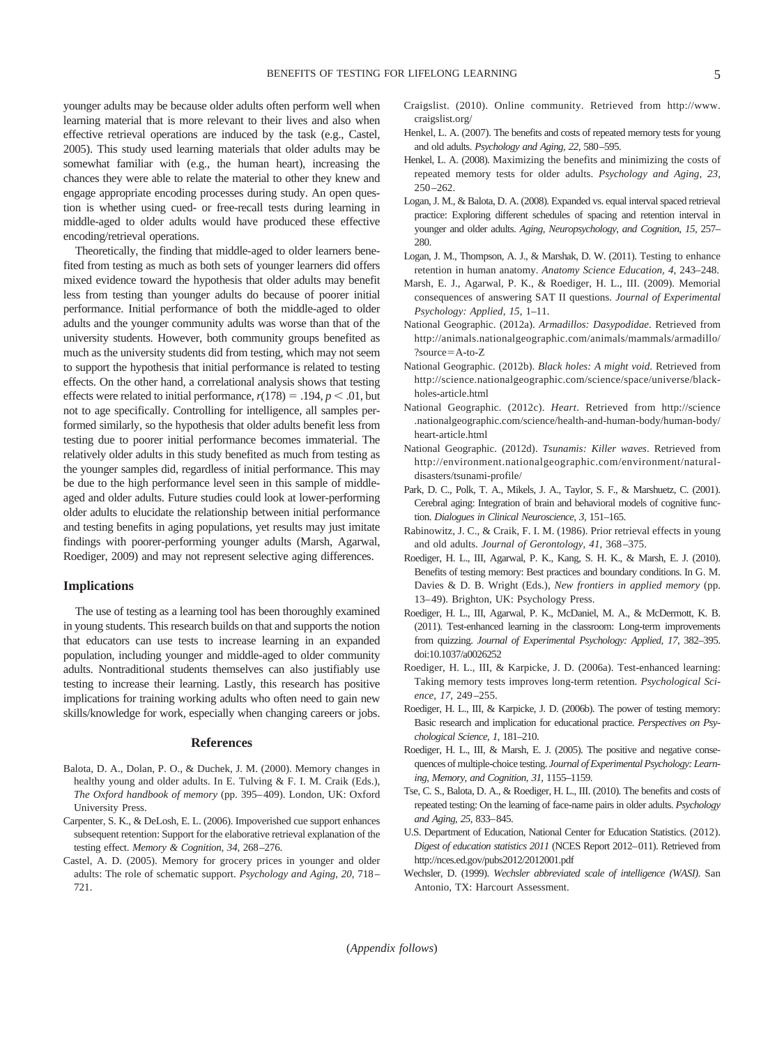younger adults may be because older adults often perform well when learning material that is more relevant to their lives and also when effective retrieval operations are induced by the task (e.g., Castel, 2005). This study used learning materials that older adults may be somewhat familiar with (e.g., the human heart), increasing the chances they were able to relate the material to other they knew and engage appropriate encoding processes during study. An open question is whether using cued- or free-recall tests during learning in middle-aged to older adults would have produced these effective encoding/retrieval operations.

Theoretically, the finding that middle-aged to older learners benefited from testing as much as both sets of younger learners did offers mixed evidence toward the hypothesis that older adults may benefit less from testing than younger adults do because of poorer initial performance. Initial performance of both the middle-aged to older adults and the younger community adults was worse than that of the university students. However, both community groups benefited as much as the university students did from testing, which may not seem to support the hypothesis that initial performance is related to testing effects. On the other hand, a correlational analysis shows that testing effects were related to initial performance, $r(178) = .194$, $p < .01$, but not to age specifically. Controlling for intelligence, all samples performed similarly, so the hypothesis that older adults benefit less from testing due to poorer initial performance becomes immaterial. The relatively older adults in this study benefited as much from testing as the younger samples did, regardless of initial performance. This may be due to the high performance level seen in this sample of middle-aged and older adults. Future studies could look at lower-performing older adults to elucidate the relationship between initial performance and testing benefits in aging populations, yet results may just imitate findings with poorer-performing younger adults (Marsh, Agarwal, Roediger, 2009) and may not represent selective aging differences.

## Implications

The use of testing as a learning tool has been thoroughly examined in young students. This research builds on that and supports the notion that educators can use tests to increase learning in an expanded population, including younger and middle-aged to older community adults. Nontraditional students themselves can also justifiably use testing to increase their learning. Lastly, this research has positive implications for training working adults who often need to gain new skills/knowledge for work, especially when changing careers or jobs.

## References

Balota, D. A., Dolan, P. O., & Duchek, J. M. (2000). Memory changes in healthy young and older adults. In E. Tulving & F. I. M. Craik (Eds.), *The Oxford handbook of memory* (pp. 395–409). London, UK: Oxford University Press.

Carpenter, S. K., & DeLosh, E. L. (2006). Impoverished cue support enhances subsequent retention: Support for the elaborative retrieval explanation of the testing effect. *Memory & Cognition, 34,* 268–276.

Castel, A. D. (2005). Memory for grocery prices in younger and older adults: The role of schematic support. *Psychology and Aging, 20,* 718–721.

Craigslist. (2010). Online community. Retrieved from http://www.craigslist.org/

Henkel, L. A. (2007). The benefits and costs of repeated memory tests for young and old adults. *Psychology and Aging, 22,* 580–595.

Henkel, L. A. (2008). Maximizing the benefits and minimizing the costs of repeated memory tests for older adults. *Psychology and Aging, 23,* 250–262.

Logan, J. M., & Balota, D. A. (2008). Expanded vs. equal interval spaced retrieval practice: Exploring different schedules of spacing and retention interval in younger and older adults. *Aging, Neuropsychology, and Cognition, 15,* 257–280.

Logan, J. M., Thompson, A. J., & Marshak, D. W. (2011). Testing to enhance retention in human anatomy. *Anatomy Science Education, 4,* 243–248.

Marsh, E. J., Agarwal, P. K., & Roediger, H. L., III. (2009). Memorial consequences of answering SAT II questions. *Journal of Experimental Psychology: Applied, 15,* 1–11.

National Geographic. (2012a). *Armadillos: Dasypodidae*. Retrieved from http://animals.nationalgeographic.com/animals/mammals/armadillo/?source=A-to-Z

National Geographic. (2012b). *Black holes: A might void*. Retrieved from http://science.nationalgeographic.com/science/space/universe/black-holes-article.html

National Geographic. (2012c). *Heart*. Retrieved from http://science.nationalgeographic.com/science/health-and-human-body/human-body/heart-article.html

National Geographic. (2012d). *Tsunamis: Killer waves*. Retrieved from http://environment.nationalgeographic.com/environment/natural-disasters/tsunami-profile/

Park, D. C., Polk, T. A., Mikels, J. A., Taylor, S. F., & Marshuetz, C. (2001). Cerebral aging: Integration of brain and behavioral models of cognitive function. *Dialogues in Clinical Neuroscience, 3,* 151–165.

Rabinowitz, J. C., & Craik, F. I. M. (1986). Prior retrieval effects in young and old adults. *Journal of Gerontology, 41,* 368–375.

Roediger, H. L., III, Agarwal, P. K., Kang, S. H. K., & Marsh, E. J. (2010). Benefits of testing memory: Best practices and boundary conditions. In G. M. Davies & D. B. Wright (Eds.), *New frontiers in applied memory* (pp. 13–49). Brighton, UK: Psychology Press.

Roediger, H. L., III, Agarwal, P. K., McDaniel, M. A., & McDermott, K. B. (2011). Test-enhanced learning in the classroom: Long-term improvements from quizzing. *Journal of Experimental Psychology: Applied, 17,* 382–395. doi:10.1037/a0026252

Roediger, H. L., III, & Karpicke, J. D. (2006a). Test-enhanced learning: Taking memory tests improves long-term retention. *Psychological Science, 17,* 249–255.

Roediger, H. L., III, & Karpicke, J. D. (2006b). The power of testing memory: Basic research and implication for educational practice. *Perspectives on Psychological Science, 1,* 181–210.

Roediger, H. L., III, & Marsh, E. J. (2005). The positive and negative consequences of multiple-choice testing. *Journal of Experimental Psychology: Learning, Memory, and Cognition, 31,* 1155–1159.

Tse, C. S., Balota, D. A., & Roediger, H. L., III. (2010). The benefits and costs of repeated testing: On the learning of face-name pairs in older adults. *Psychology and Aging, 25,* 833–845.

U.S. Department of Education, National Center for Education Statistics. (2012). *Digest of education statistics 2011* (NCES Report 2012–011). Retrieved from http://nces.ed.gov/pubs2012/2012001.pdf

Wechsler, D. (1999). *Wechsler abbreviated scale of intelligence (WASI)*. San Antonio, TX: Harcourt Assessment.

(*Appendix follows*)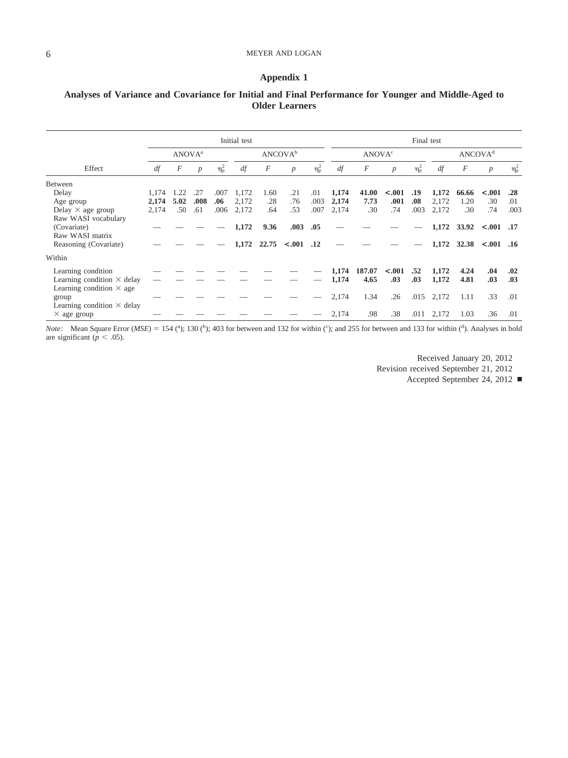## Appendix 1

### Analyses of Variance and Covariance for Initial and Final Performance for Younger and Middle-Aged to Older Learners

| | Initial test | | | | | | | | Final test | | | | | | | |
|---|---|---|---|---|---|---|---|---|---|---|---|---|---|---|---|---|
| | ANOVA[a] | | | | ANCOVA[b] | | | | ANOVA[c] | | | | ANCOVA[d] | | | |
| Effect | *df* | *F* | *p* | $\eta_p^2$ | *df* | *F* | *p* | $\eta_p^2$ | *df* | *F* | *p* | $\eta_p^2$ | *df* | *F* | *p* | $\eta_p^2$ |
| Between | | | | | | | | | | | | | | | | |
| Delay | 1,174 | 1.22 | .27 | .007 | 1,172 | 1.60 | .21 | .01 | **1,174** | **41.00** | **<.001** | **.19** | **1,172** | **66.66** | **<.001** | **.28** |
| Age group | **2,174** | **5.02** | **.008** | **.06** | 2,172 | .28 | .76 | .003 | **2,174** | **7.73** | **.001** | **.08** | 2,172 | 1.20 | .30 | .01 |
| Delay × age group | 2,174 | .50 | .61 | .006 | 2,172 | .64 | .53 | .007 | 2,174 | .30 | .74 | .003 | 2,172 | .30 | .74 | .003 |
| Raw WASI vocabulary (Covariate) | — | — | — | — | **1,172** | **9.36** | **.003** | **.05** | — | — | — | — | **1,172** | **33.92** | **<.001** | **.17** |
| Raw WASI matrix Reasoning (Covariate) | — | — | — | — | **1,172** | **22.75** | **<.001** | **.12** | — | — | — | — | **1,172** | **32.38** | **<.001** | **.16** |
| Within | | | | | | | | | | | | | | | | |
| Learning condition | — | — | — | — | — | — | — | — | **1,174** | **187.07** | **<.001** | **.52** | **1,172** | **4.24** | **.04** | **.02** |
| Learning condition × delay | — | — | — | — | — | — | — | — | **1,174** | **4.65** | **.03** | **.03** | **1,172** | **4.81** | **.03** | **.03** |
| Learning condition × age group | — | — | — | — | — | — | — | — | 2,174 | 1.34 | .26 | .015 | 2,172 | 1.11 | .33 | .01 |
| Learning condition × delay × age group | — | — | — | — | — | — | — | — | 2,174 | .98 | .38 | .011 | 2,172 | 1.03 | .36 | .01 |

*Note:* Mean Square Error (*MSE*) = 154 ([a]); 130 ([b]); 403 for between and 132 for within ([c]); and 255 for between and 133 for within ([d]). Analyses in bold are significant ($p < .05$).

Received January 20, 2012
Revision received September 21, 2012
Accepted September 24, 2012 ■